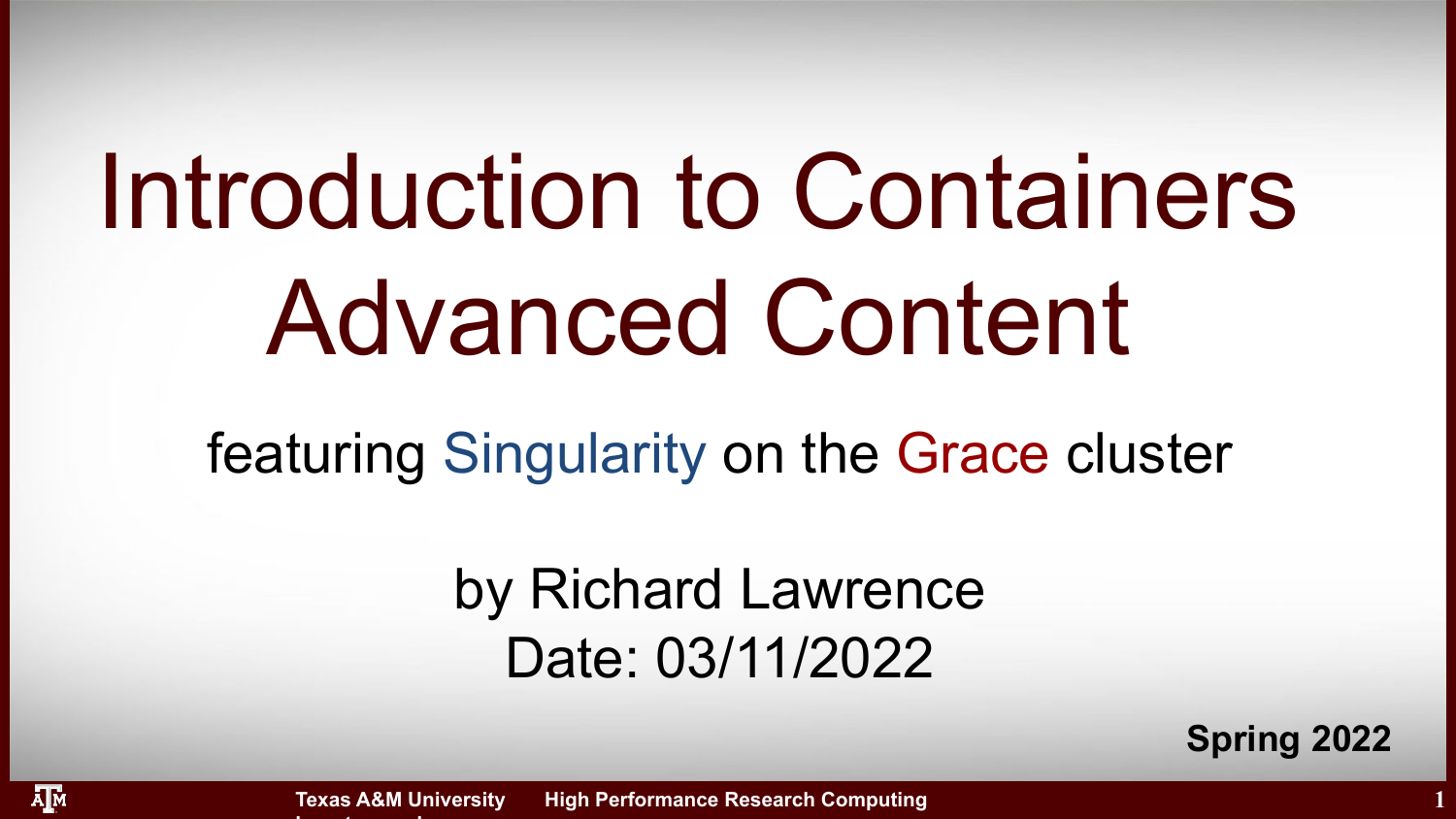# Introduction to Containers Advanced Content

featuring Singularity on the Grace cluster

by Richard Lawrence
Date: 03/11/2022

**Spring 2022**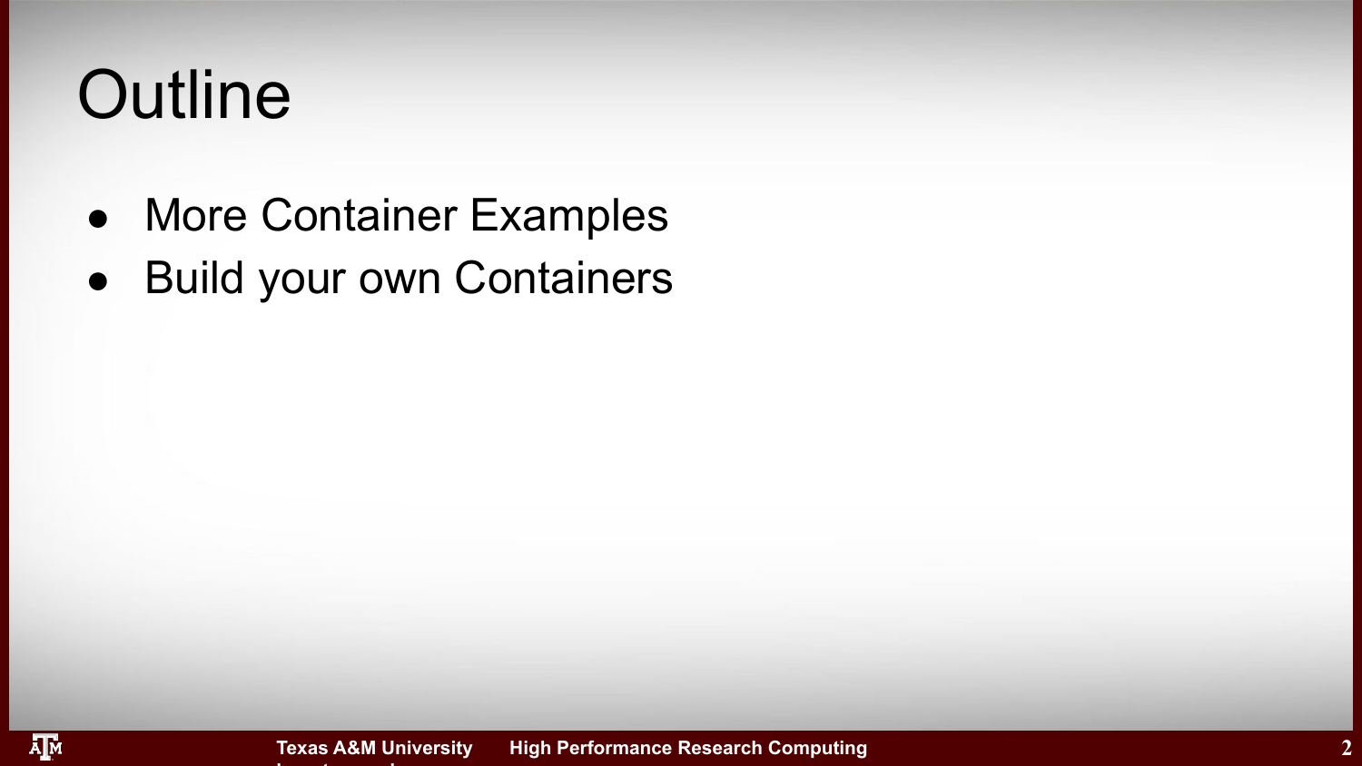# Outline

- More Container Examples
- Build your own Containers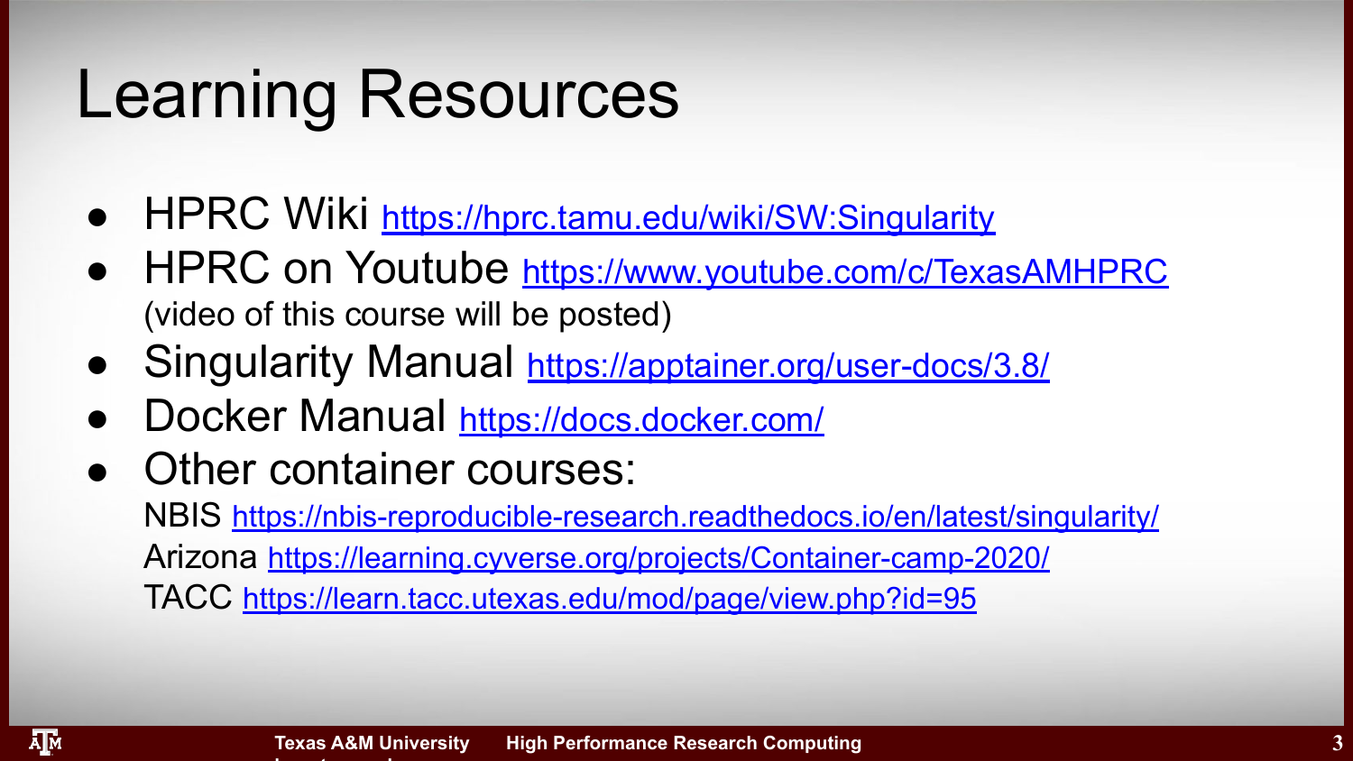# Learning Resources

- HPRC Wiki https://hprc.tamu.edu/wiki/SW:Singularity
- HPRC on Youtube https://www.youtube.com/c/TexasAMHPRC
  (video of this course will be posted)
- Singularity Manual https://apptainer.org/user-docs/3.8/
- Docker Manual https://docs.docker.com/
- Other container courses:
  NBIS https://nbis-reproducible-research.readthedocs.io/en/latest/singularity/
  Arizona https://learning.cyverse.org/projects/Container-camp-2020/
  TACC https://learn.tacc.utexas.edu/mod/page/view.php?id=95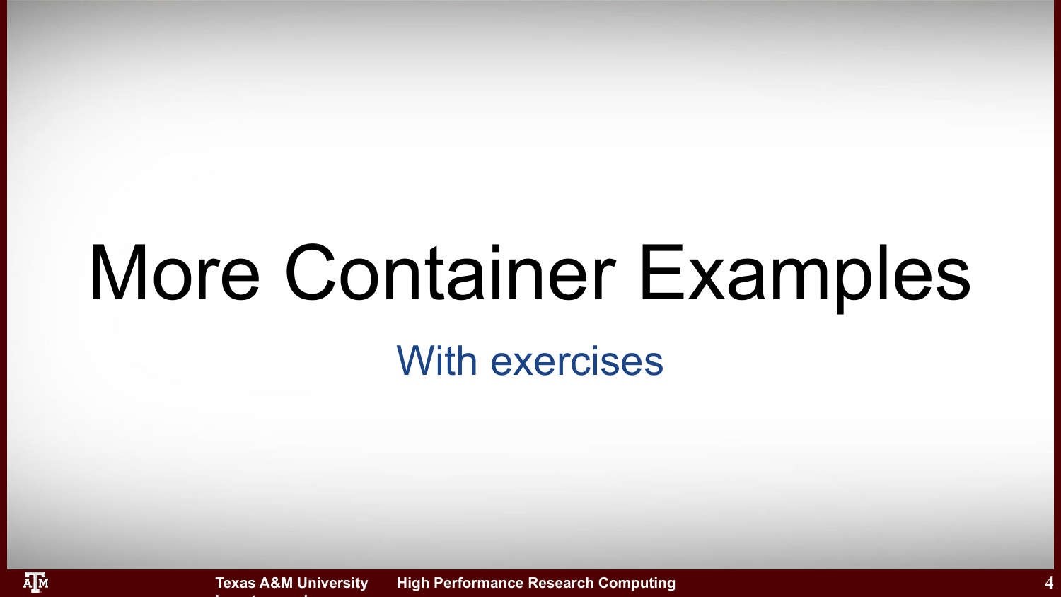# More Container Examples

## With exercises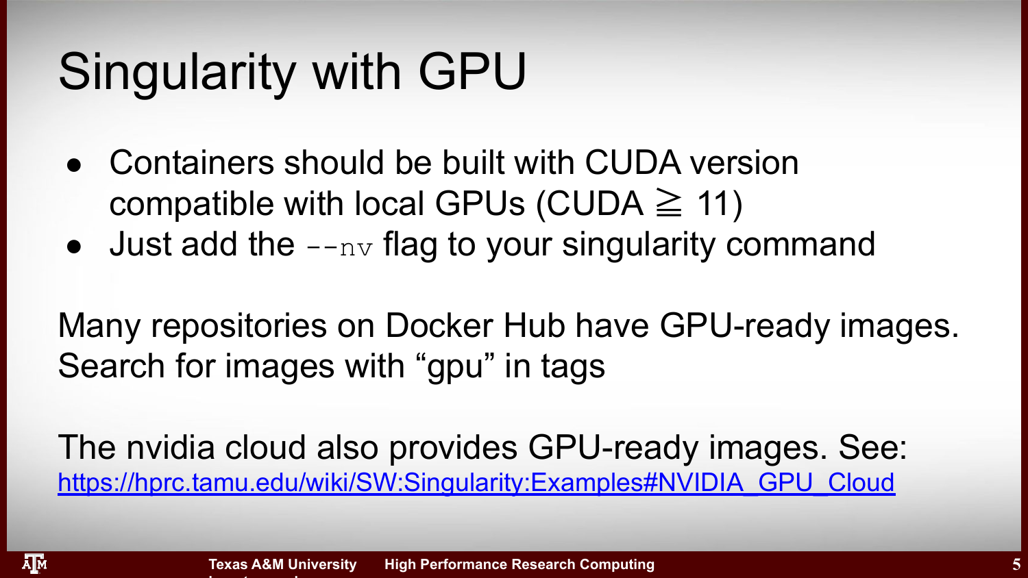# Singularity with GPU

- Containers should be built with CUDA version compatible with local GPUs (CUDA $\geqq$ 11)
- Just add the `--nv` flag to your singularity command

Many repositories on Docker Hub have GPU-ready images. Search for images with “gpu” in tags

The nvidia cloud also provides GPU-ready images. See: [https://hprc.tamu.edu/wiki/SW:Singularity:Examples#NVIDIA_GPU_Cloud](https://hprc.tamu.edu/wiki/SW:Singularity:Examples#NVIDIA_GPU_Cloud)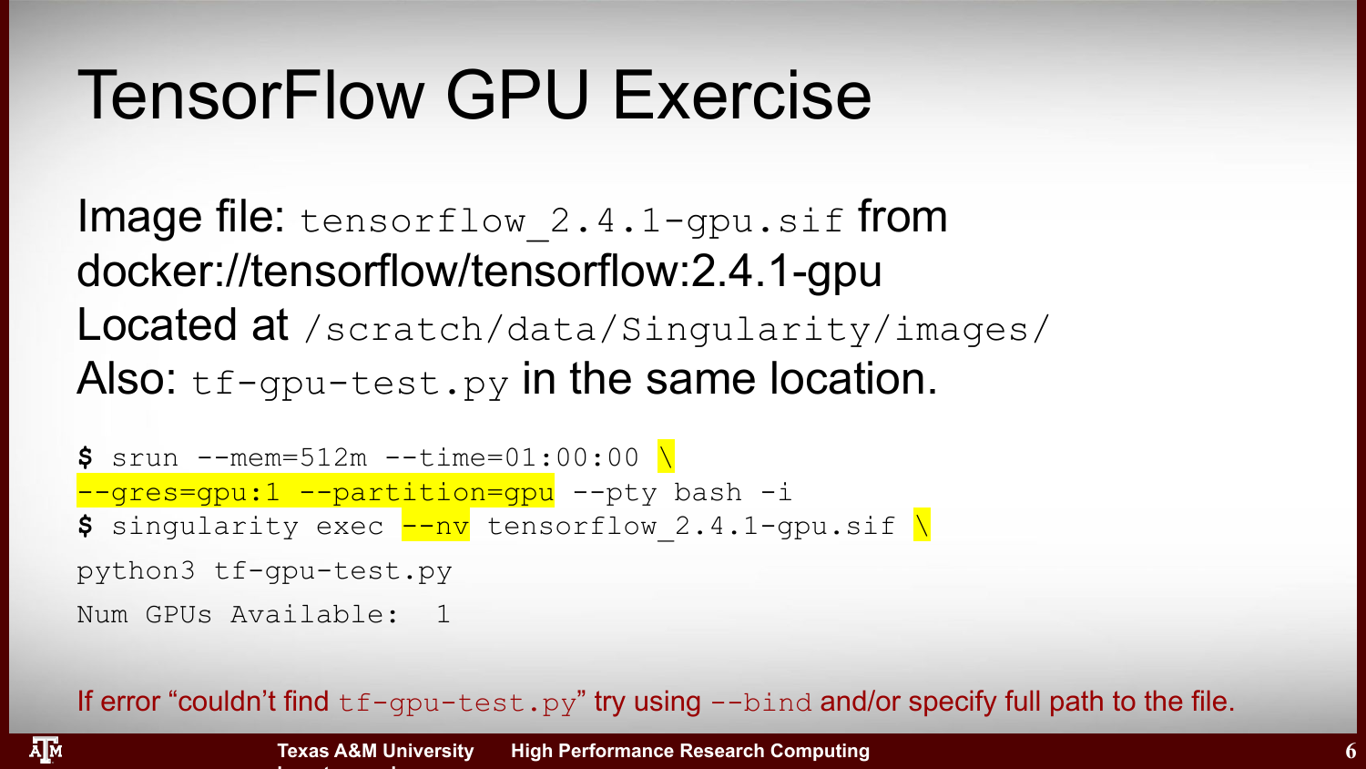# TensorFlow GPU Exercise

Image file: `tensorflow_2.4.1-gpu.sif` from docker://tensorflow/tensorflow:2.4.1-gpu

Located at `/scratch/data/Singularity/images/`

Also: `tf-gpu-test.py` in the same location.

```
$ srun --mem=512m --time=01:00:00 \
--gres=gpu:1 --partition=gpu --pty bash -i
$ singularity exec --nv tensorflow_2.4.1-gpu.sif \
python3 tf-gpu-test.py
Num GPUs Available:  1
```

If error "couldn't find `tf-gpu-test.py`" try using `--bind` and/or specify full path to the file.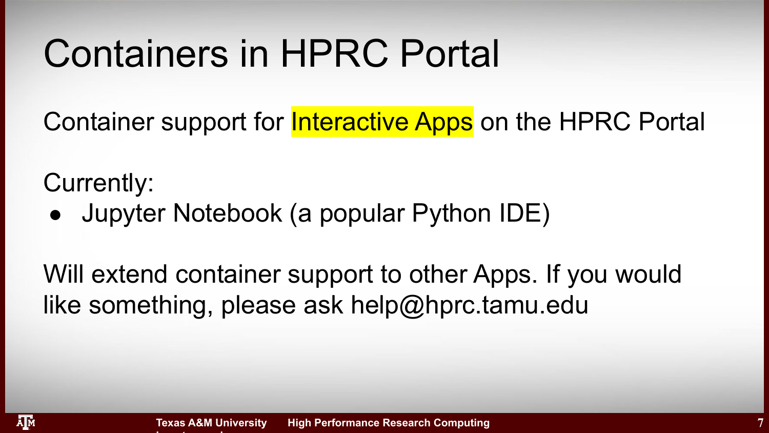# Containers in HPRC Portal

Container support for Interactive Apps on the HPRC Portal

Currently:

- Jupyter Notebook (a popular Python IDE)

Will extend container support to other Apps. If you would like something, please ask help@hprc.tamu.edu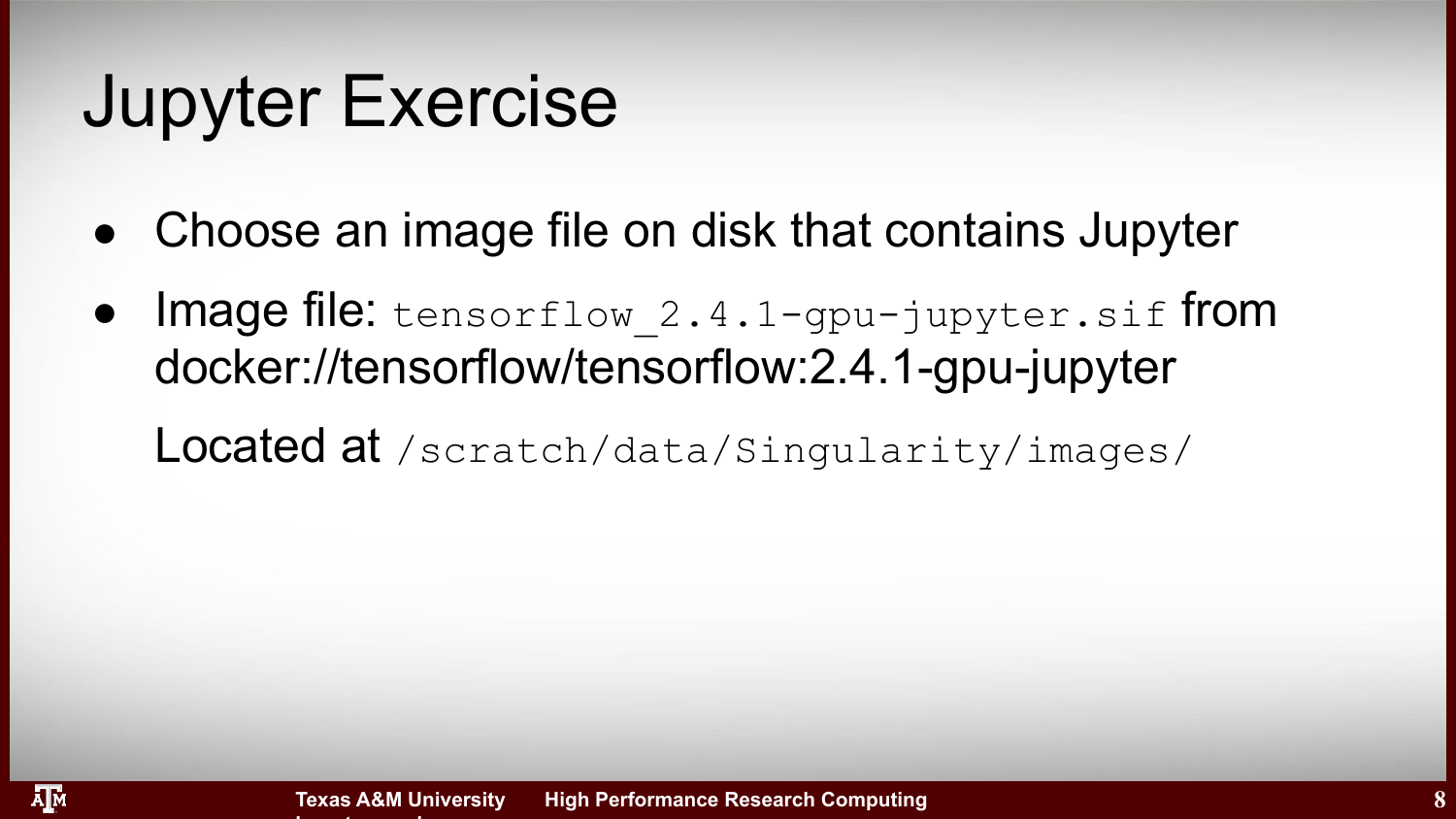# Jupyter Exercise

- Choose an image file on disk that contains Jupyter
- Image file: `tensorflow_2.4.1-gpu-jupyter.sif` from docker://tensorflow/tensorflow:2.4.1-gpu-jupyter

  Located at `/scratch/data/Singularity/images/`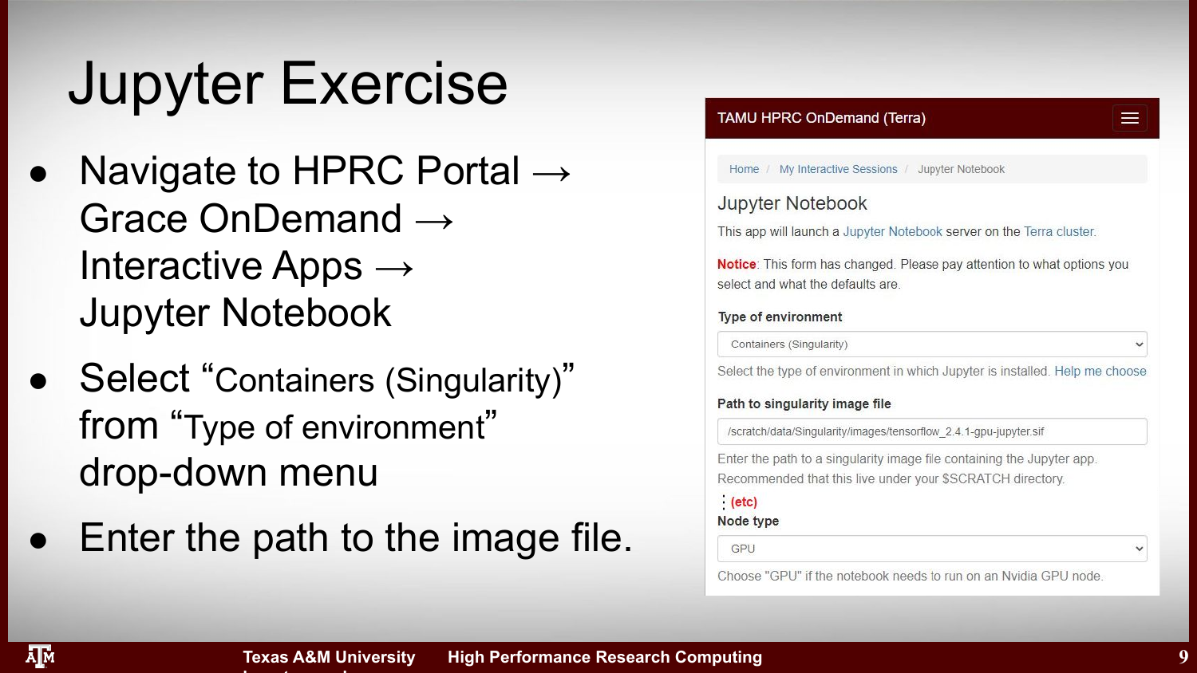# Jupyter Exercise

- Navigate to HPRC Portal → Grace OnDemand → Interactive Apps → Jupyter Notebook
- Select "Containers (Singularity)" from "Type of environment" drop-down menu
- Enter the path to the image file.

**TAMU HPRC OnDemand (Terra)**

Home / My Interactive Sessions / Jupyter Notebook

## Jupyter Notebook

This app will launch a Jupyter Notebook server on the Terra cluster.

**Notice**: This form has changed. Please pay attention to what options you select and what the defaults are.

**Type of environment**

Containers (Singularity)

Select the type of environment in which Jupyter is installed. Help me choose

**Path to singularity image file**

/scratch/data/Singularity/images/tensorflow_2.4.1-gpu-jupyter.sif

Enter the path to a singularity image file containing the Jupyter app. Recommended that this live under your $SCRATCH directory.

⋮ (etc)

**Node type**

GPU

Choose "GPU" if the notebook needs to run on an Nvidia GPU node.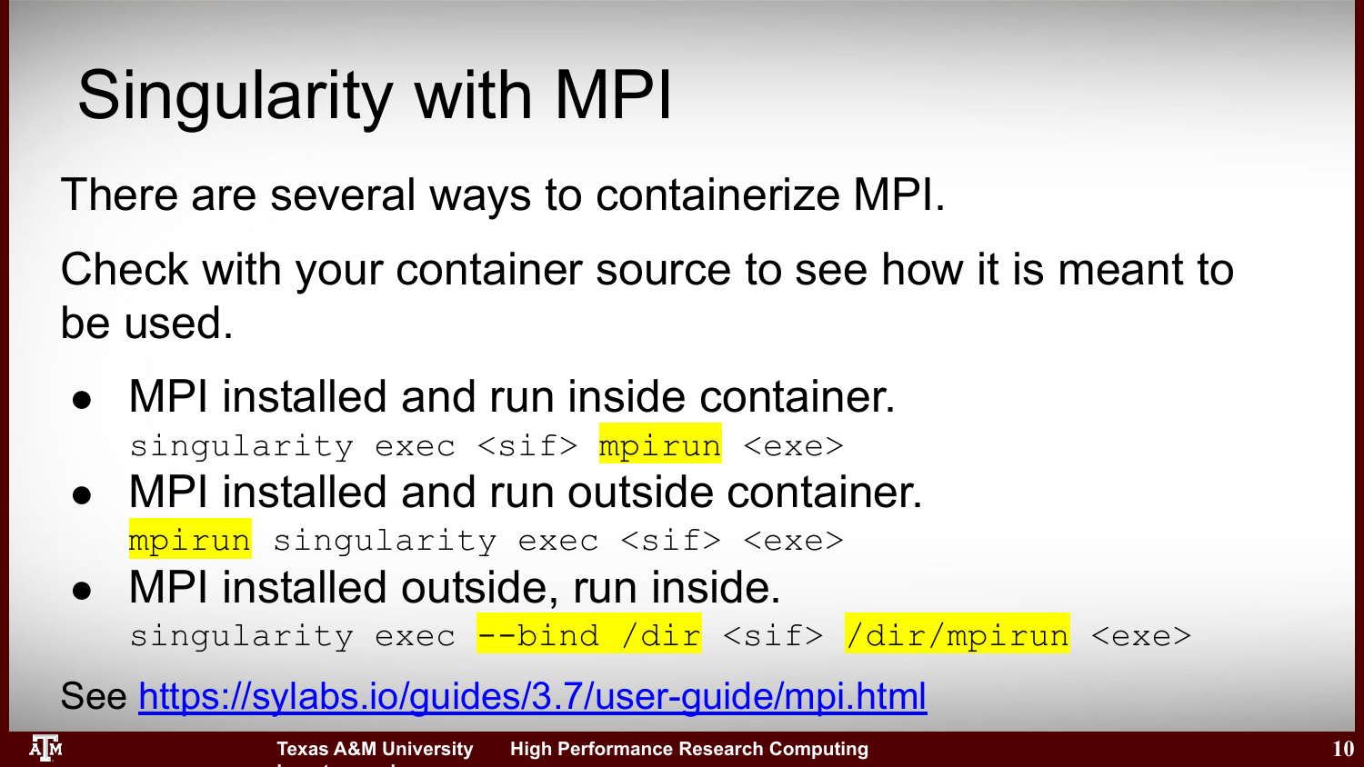# Singularity with MPI

There are several ways to containerize MPI.

Check with your container source to see how it is meant to be used.

- MPI installed and run inside container.
  ```
  singularity exec <sif> mpirun <exe>
  ```
- MPI installed and run outside container.
  ```
  mpirun singularity exec <sif> <exe>
  ```
- MPI installed outside, run inside.
  ```
  singularity exec --bind /dir <sif> /dir/mpirun <exe>
  ```

See [https://sylabs.io/guides/3.7/user-guide/mpi.html](https://sylabs.io/guides/3.7/user-guide/mpi.html)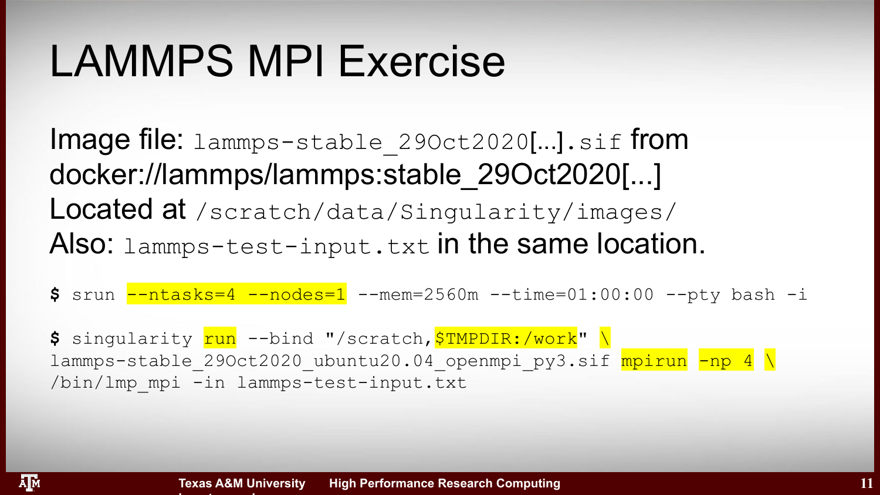# LAMMPS MPI Exercise

Image file: `lammps-stable_29Oct2020[...].sif` from docker://lammps/lammps:stable_29Oct2020[...]

Located at `/scratch/data/Singularity/images/`

Also: `lammps-test-input.txt` in the same location.

```
$ srun --ntasks=4 --nodes=1 --mem=2560m --time=01:00:00 --pty bash -i
```

```
$ singularity run --bind "/scratch,$TMPDIR:/work" \
lammps-stable_29Oct2020_ubuntu20.04_openmpi_py3.sif mpirun -np 4 \
/bin/lmp_mpi -in lammps-test-input.txt
```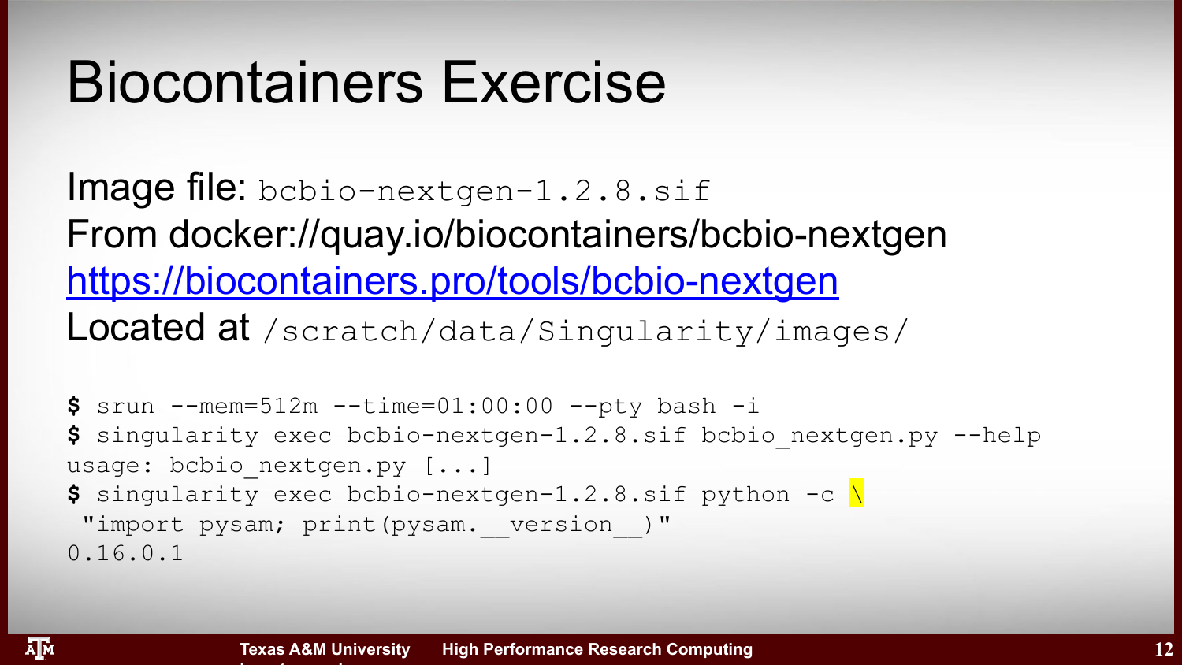# Biocontainers Exercise

Image file: `bcbio-nextgen-1.2.8.sif`
From docker://quay.io/biocontainers/bcbio-nextgen
https://biocontainers.pro/tools/bcbio-nextgen
Located at `/scratch/data/Singularity/images/`

```
$ srun --mem=512m --time=01:00:00 --pty bash -i
$ singularity exec bcbio-nextgen-1.2.8.sif bcbio_nextgen.py --help
usage: bcbio_nextgen.py [...]
$ singularity exec bcbio-nextgen-1.2.8.sif python -c \
 "import pysam; print(pysam.__version__)"
0.16.0.1
```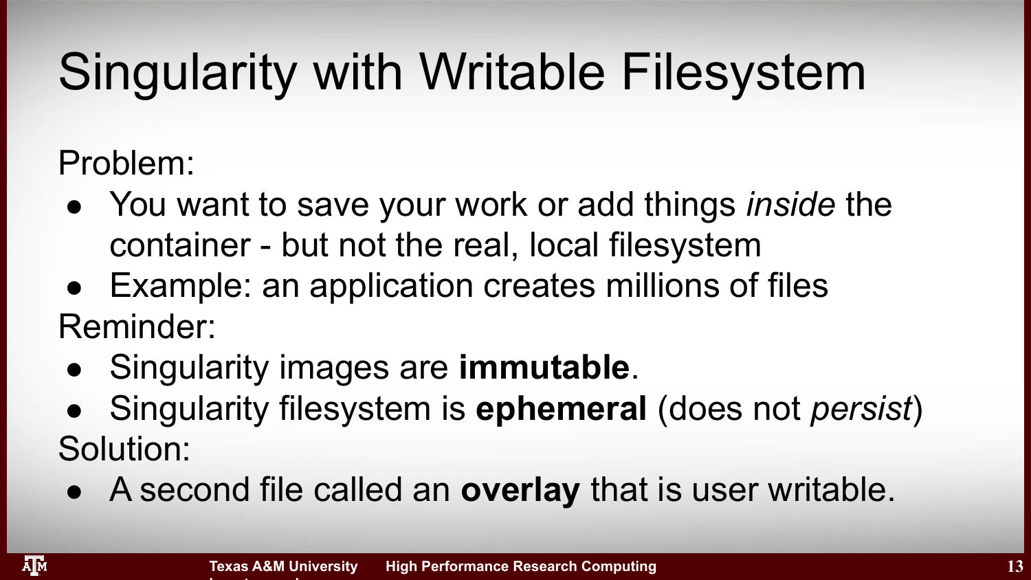# Singularity with Writable Filesystem

Problem:

- You want to save your work or add things *inside* the container - but not the real, local filesystem
- Example: an application creates millions of files

Reminder:

- Singularity images are **immutable**.
- Singularity filesystem is **ephemeral** (does not *persist*)

Solution:

- A second file called an **overlay** that is user writable.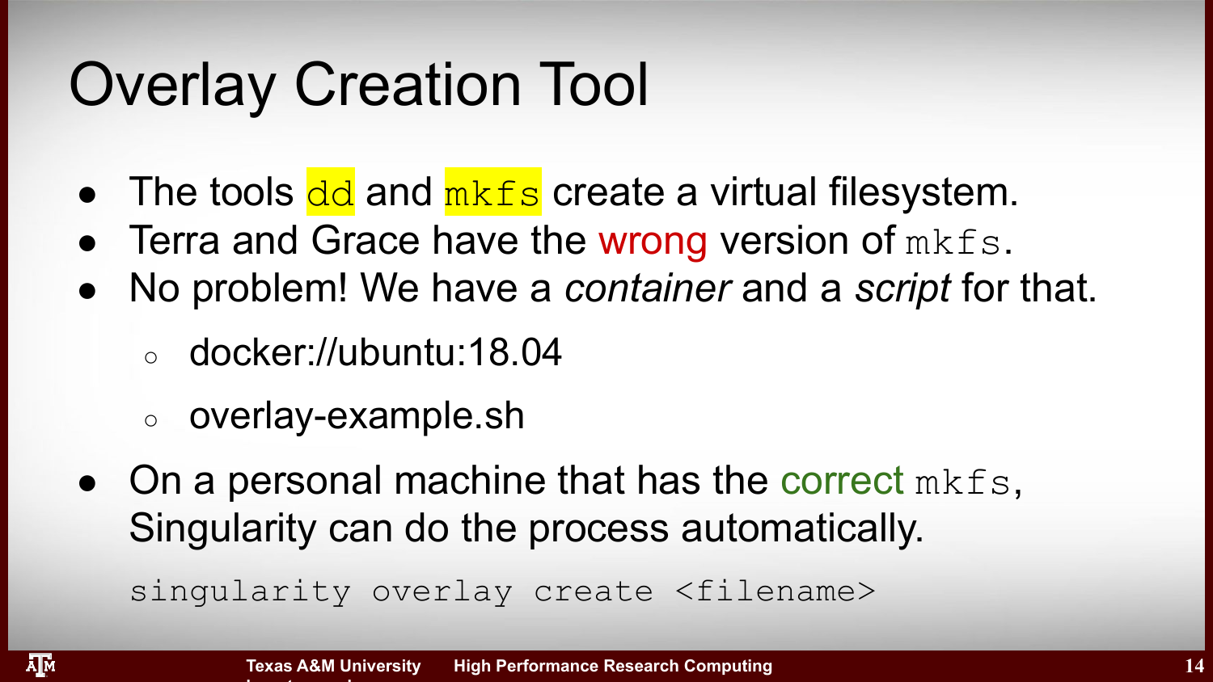# Overlay Creation Tool

- The tools `dd` and `mkfs` create a virtual filesystem.
- Terra and Grace have the wrong version of `mkfs`.
- No problem! We have a *container* and a *script* for that.
  - docker://ubuntu:18.04
  - overlay-example.sh
- On a personal machine that has the correct `mkfs`, Singularity can do the process automatically.

```
singularity overlay create <filename>
```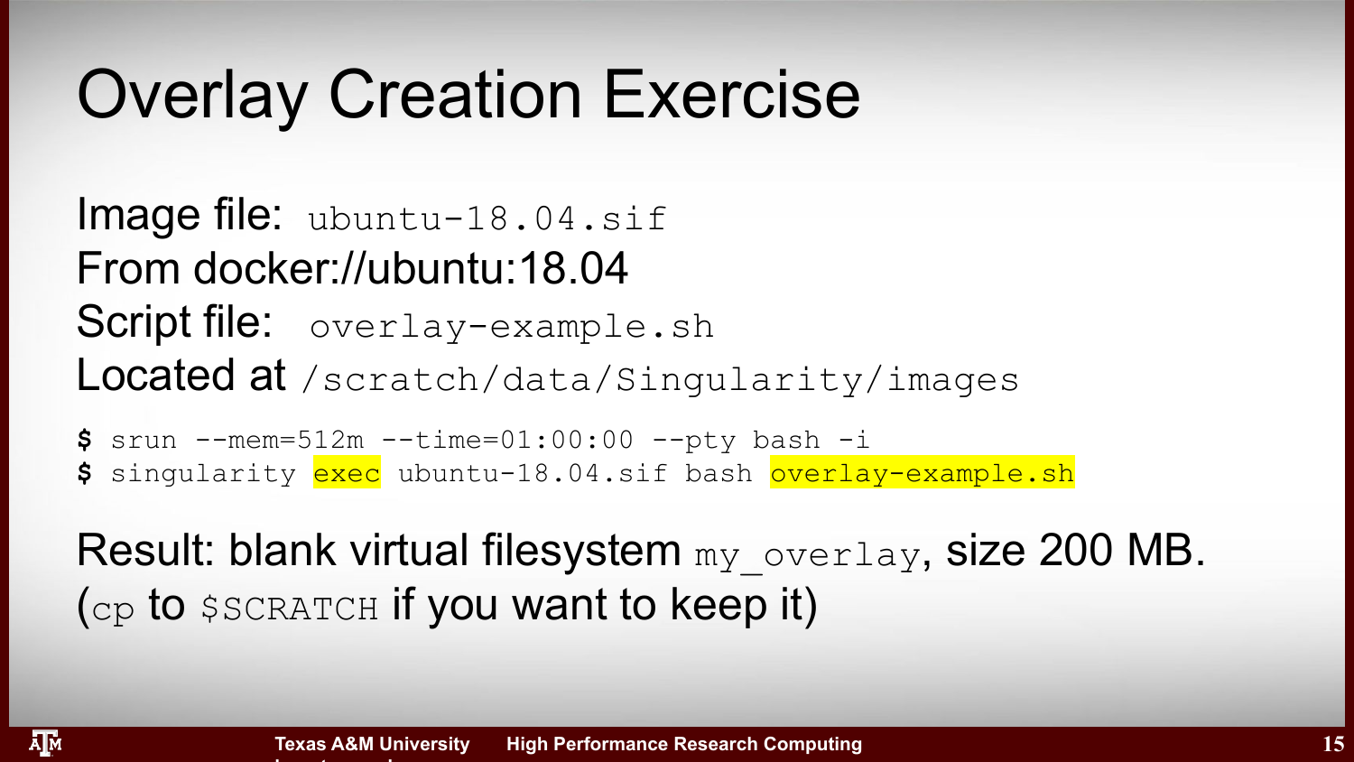# Overlay Creation Exercise

Image file: `ubuntu-18.04.sif`
From docker://ubuntu:18.04
Script file: `overlay-example.sh`
Located at `/scratch/data/Singularity/images`

```
$ srun --mem=512m --time=01:00:00 --pty bash -i
$ singularity exec ubuntu-18.04.sif bash overlay-example.sh
```

Result: blank virtual filesystem `my_overlay`, size 200 MB.
(`cp` to `$SCRATCH` if you want to keep it)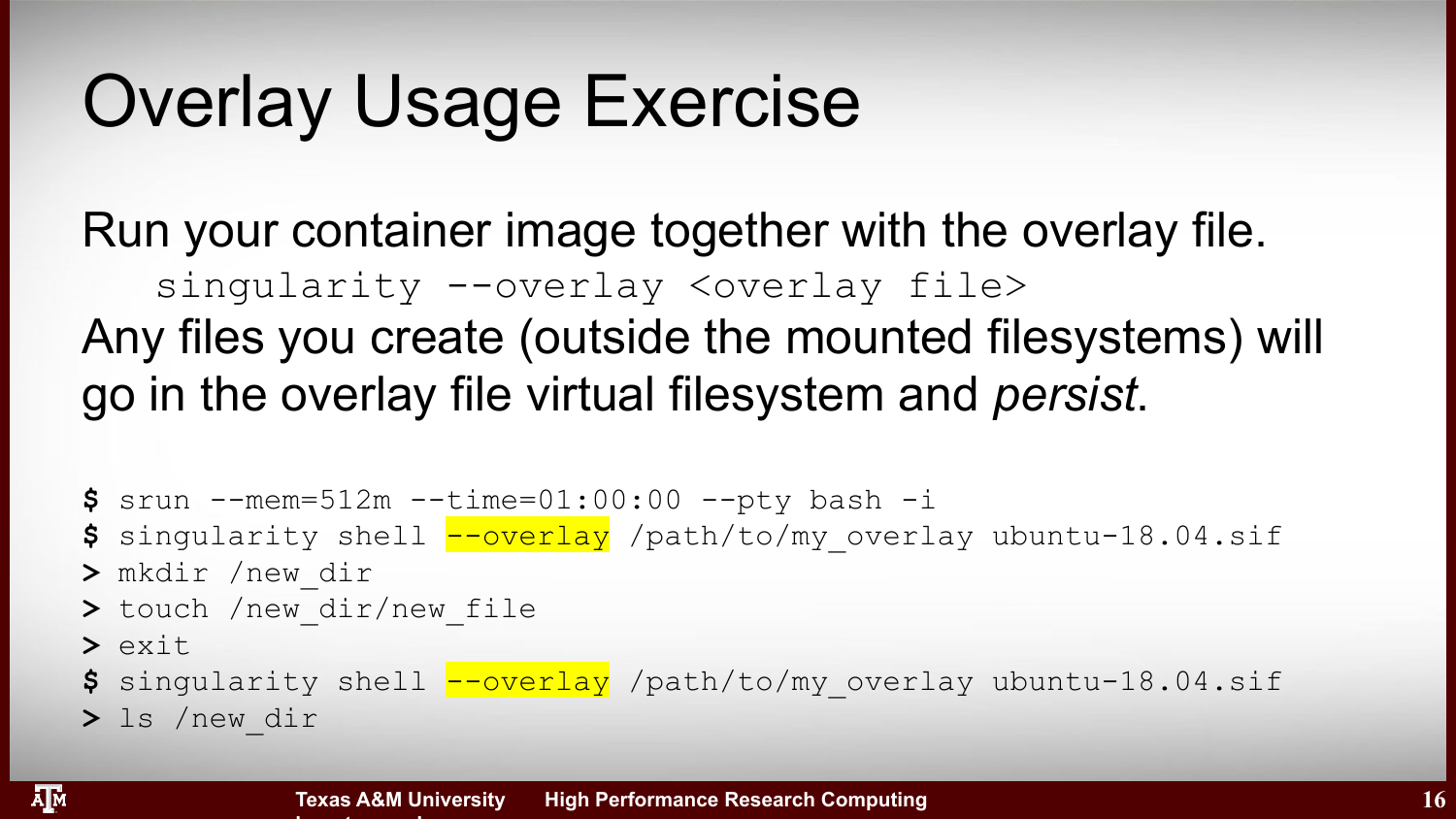# Overlay Usage Exercise

Run your container image together with the overlay file.

```
singularity --overlay <overlay file>
```

Any files you create (outside the mounted filesystems) will go in the overlay file virtual filesystem and *persist*.

```
$ srun --mem=512m --time=01:00:00 --pty bash -i
$ singularity shell --overlay /path/to/my_overlay ubuntu-18.04.sif
> mkdir /new_dir
> touch /new_dir/new_file
> exit
$ singularity shell --overlay /path/to/my_overlay ubuntu-18.04.sif
> ls /new_dir
```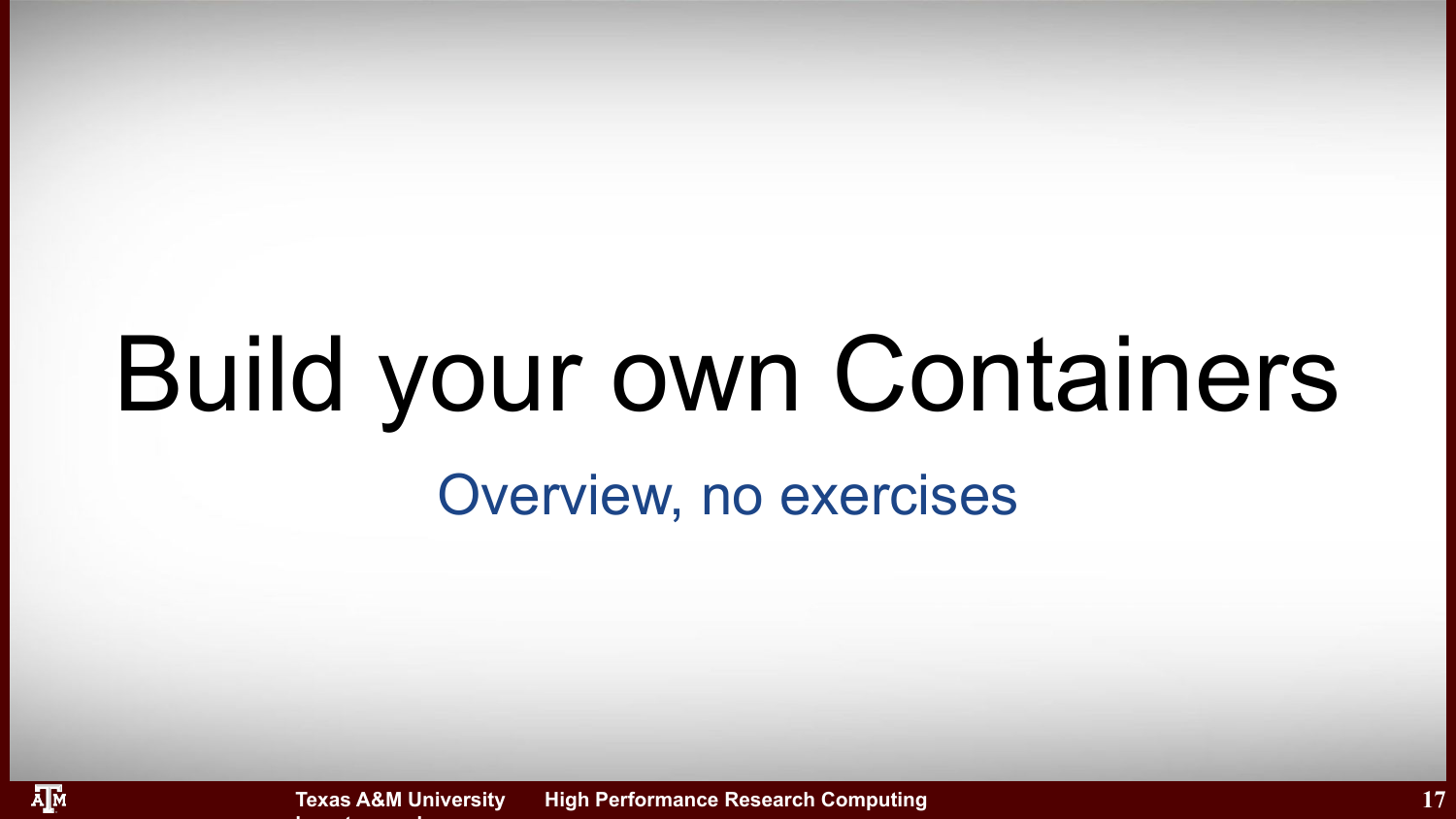# Build your own Containers

## Overview, no exercises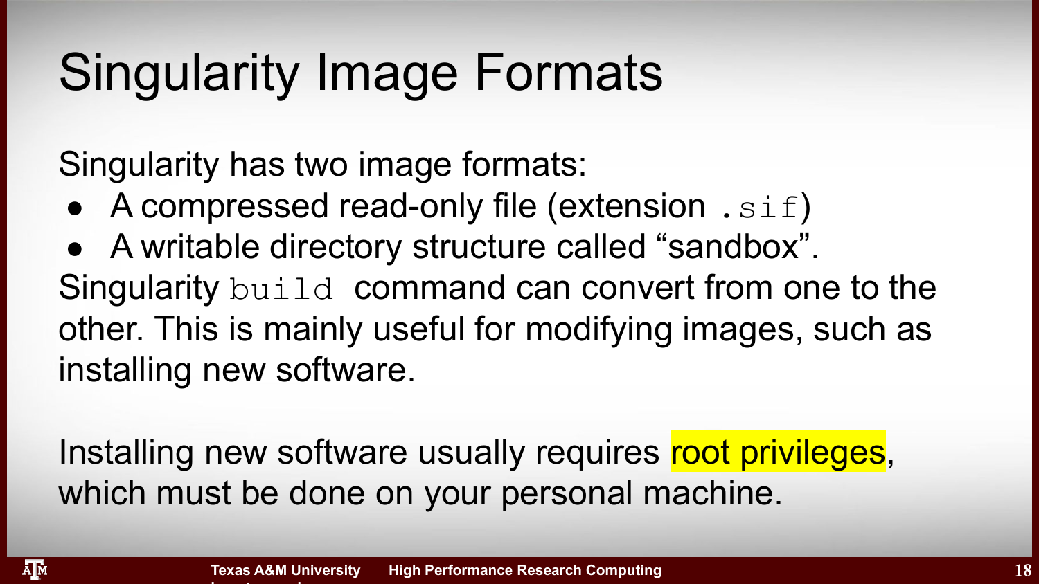# Singularity Image Formats

Singularity has two image formats:

- A compressed read-only file (extension `.sif`)
- A writable directory structure called “sandbox”.

Singularity `build` command can convert from one to the other. This is mainly useful for modifying images, such as installing new software.

Installing new software usually requires root privileges, which must be done on your personal machine.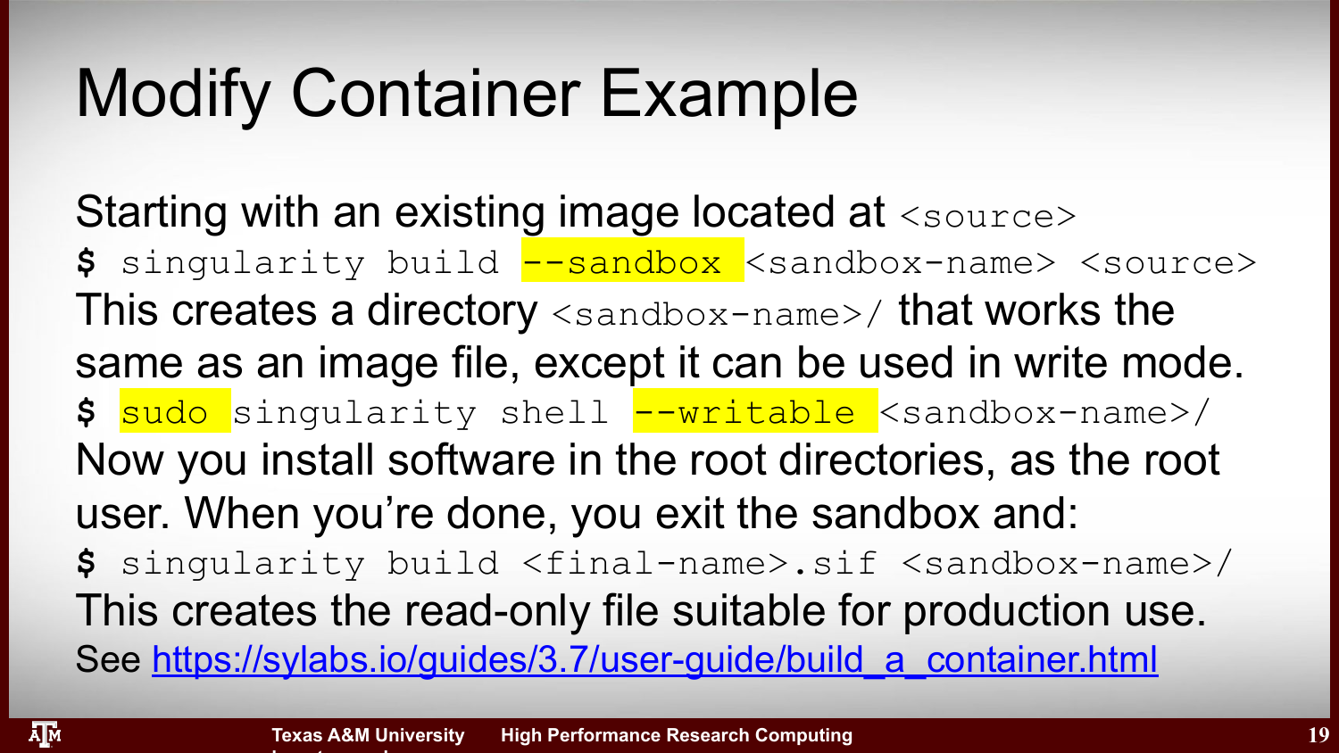# Modify Container Example

Starting with an existing image located at `<source>`

```
$ singularity build --sandbox <sandbox-name> <source>
```

This creates a directory `<sandbox-name>/` that works the same as an image file, except it can be used in write mode.

```
$ sudo singularity shell --writable <sandbox-name>/
```

Now you install software in the root directories, as the root user. When you're done, you exit the sandbox and:

```
$ singularity build <final-name>.sif <sandbox-name>/
```

This creates the read-only file suitable for production use.

See [https://sylabs.io/guides/3.7/user-guide/build_a_container.html](https://sylabs.io/guides/3.7/user-guide/build_a_container.html)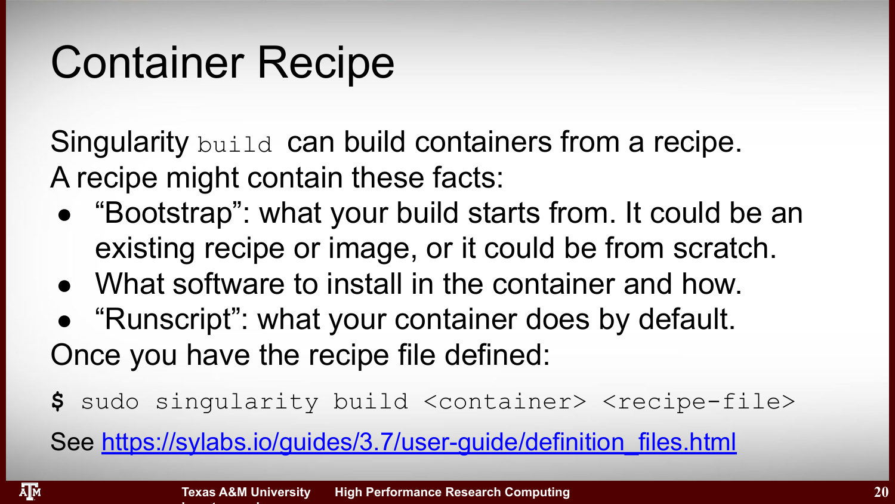# Container Recipe

Singularity `build` can build containers from a recipe.
A recipe might contain these facts:

- "Bootstrap": what your build starts from. It could be an existing recipe or image, or it could be from scratch.
- What software to install in the container and how.
- "Runscript": what your container does by default.

Once you have the recipe file defined:

```
$ sudo singularity build <container> <recipe-file>
```

See [https://sylabs.io/guides/3.7/user-guide/definition_files.html](https://sylabs.io/guides/3.7/user-guide/definition_files.html)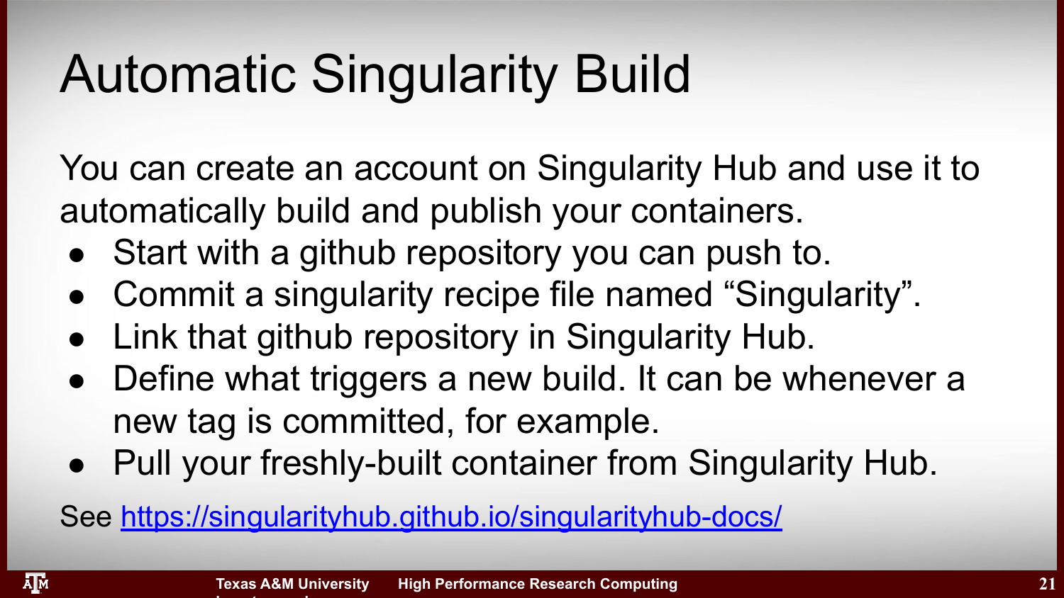# Automatic Singularity Build

You can create an account on Singularity Hub and use it to automatically build and publish your containers.

- Start with a github repository you can push to.
- Commit a singularity recipe file named “Singularity”.
- Link that github repository in Singularity Hub.
- Define what triggers a new build. It can be whenever a new tag is committed, for example.
- Pull your freshly-built container from Singularity Hub.

See https://singularityhub.github.io/singularityhub-docs/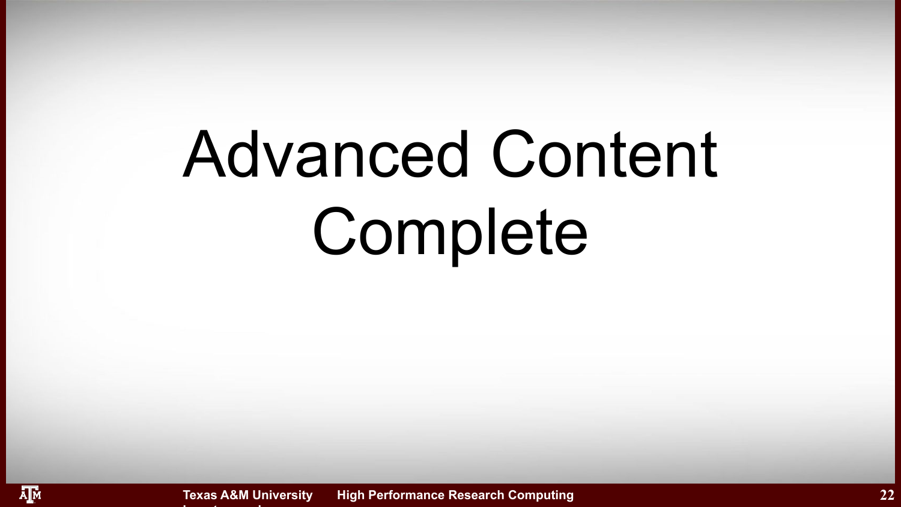# Advanced Content Complete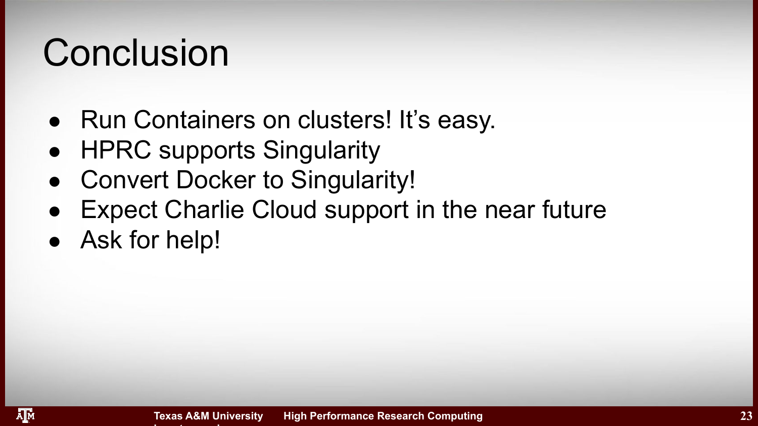# Conclusion

- Run Containers on clusters! It's easy.
- HPRC supports Singularity
- Convert Docker to Singularity!
- Expect Charlie Cloud support in the near future
- Ask for help!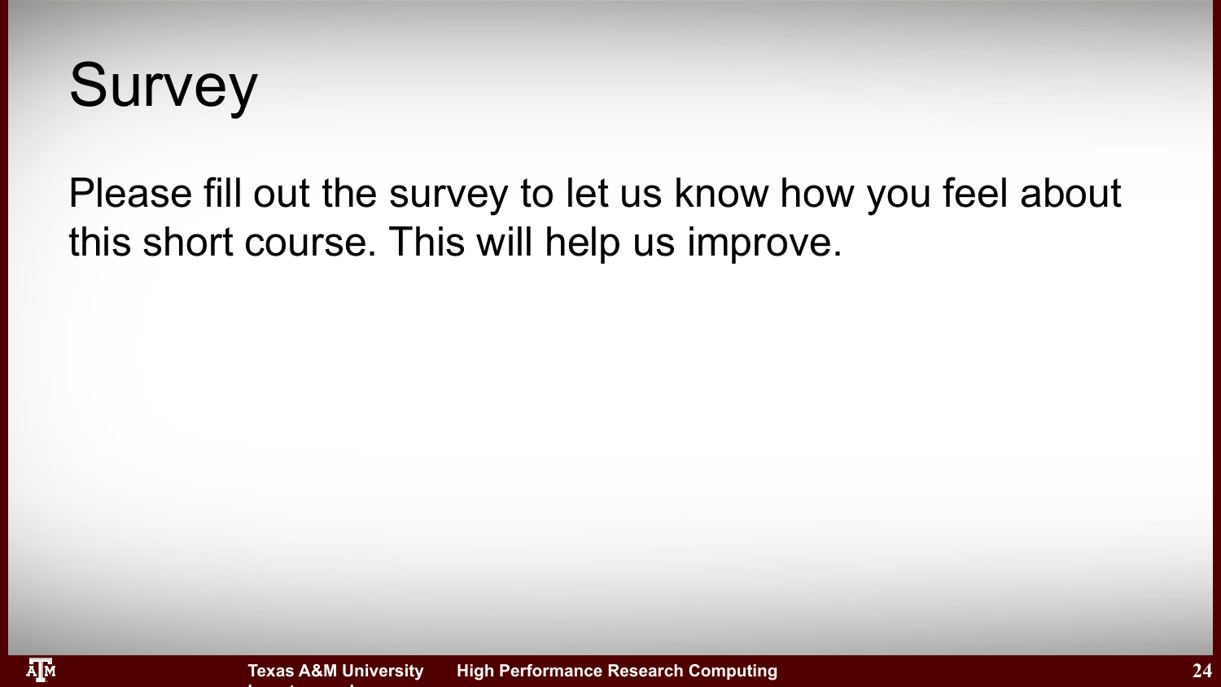# Survey

Please fill out the survey to let us know how you feel about this short course. This will help us improve.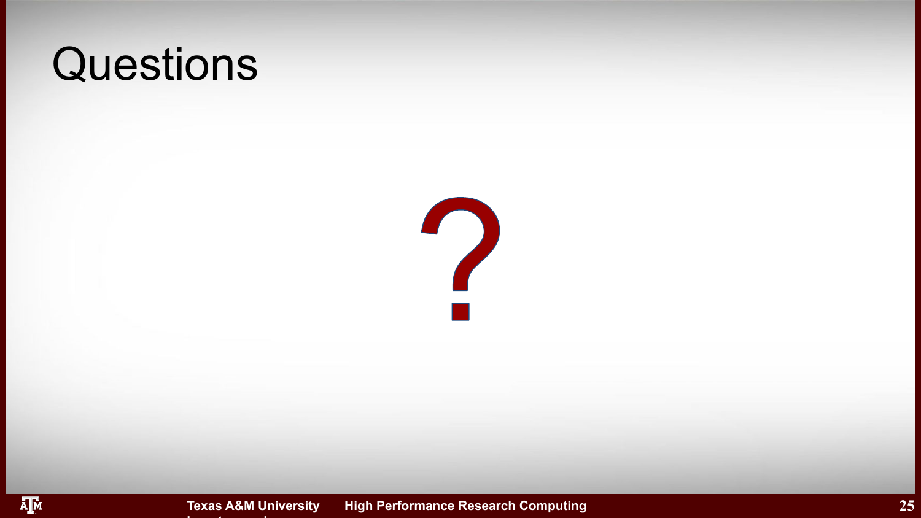# Questions

?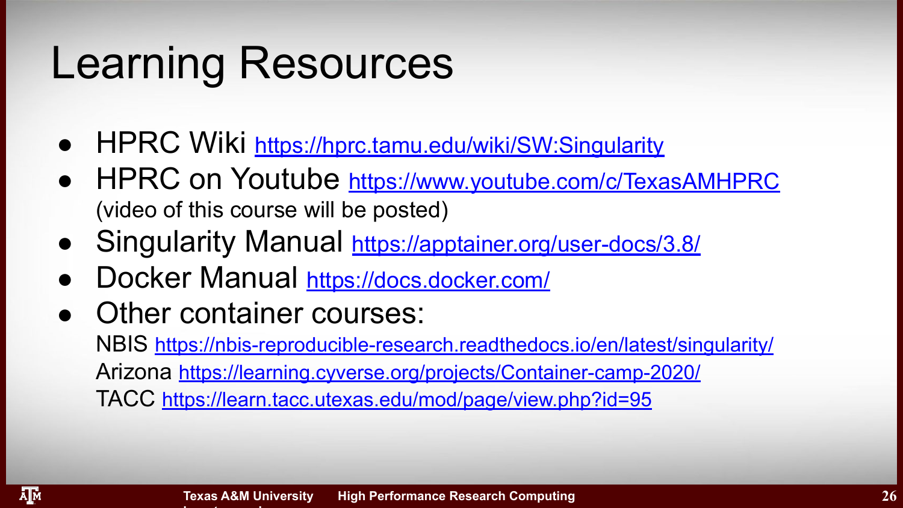# Learning Resources

- HPRC Wiki https://hprc.tamu.edu/wiki/SW:Singularity
- HPRC on Youtube https://www.youtube.com/c/TexasAMHPRC
  (video of this course will be posted)
- Singularity Manual https://apptainer.org/user-docs/3.8/
- Docker Manual https://docs.docker.com/
- Other container courses:
  NBIS https://nbis-reproducible-research.readthedocs.io/en/latest/singularity/
  Arizona https://learning.cyverse.org/projects/Container-camp-2020/
  TACC https://learn.tacc.utexas.edu/mod/page/view.php?id=95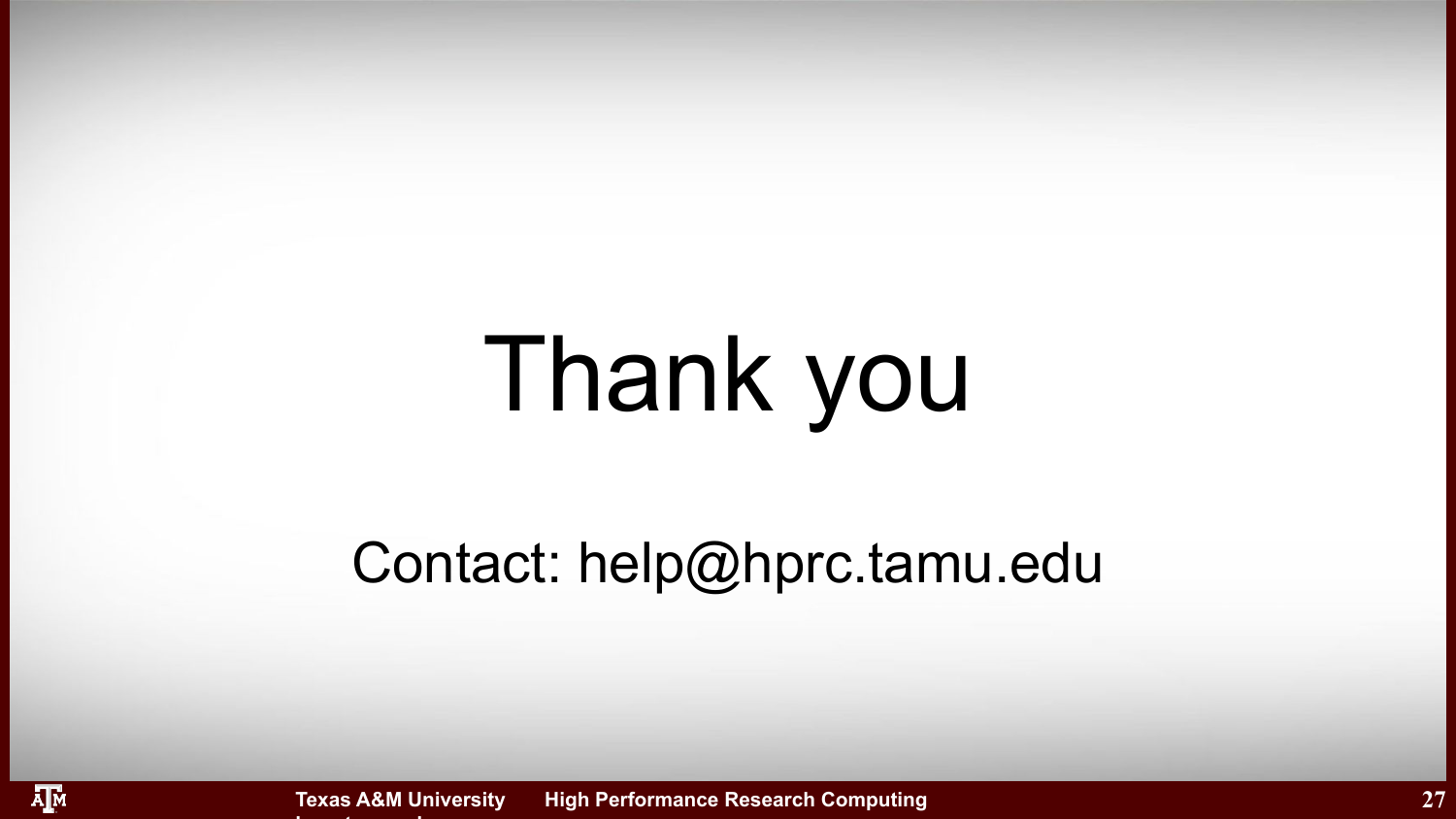# Thank you

Contact: help@hprc.tamu.edu